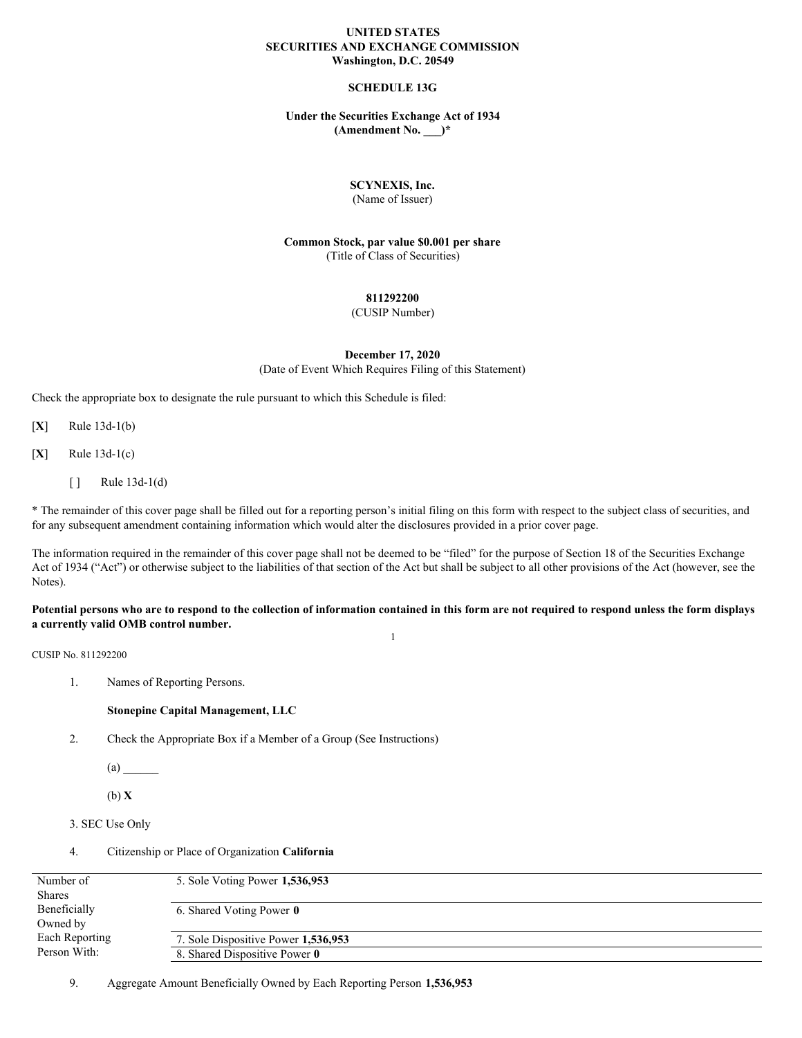**UNITED STATES**
**SECURITIES AND EXCHANGE COMMISSION**
**Washington, D.C. 20549**

**SCHEDULE 13G**

**Under the Securities Exchange Act of 1934**
**(Amendment No. ___)***

**SCYNEXIS, Inc.**
(Name of Issuer)

**Common Stock, par value $0.001 per share**
(Title of Class of Securities)

**811292200**
(CUSIP Number)

**December 17, 2020**
(Date of Event Which Requires Filing of this Statement)

Check the appropriate box to designate the rule pursuant to which this Schedule is filed:

[**X**] Rule 13d-1(b)

[**X**] Rule 13d-1(c)

[ ] Rule 13d-1(d)

* The remainder of this cover page shall be filled out for a reporting person's initial filing on this form with respect to the subject class of securities, and for any subsequent amendment containing information which would alter the disclosures provided in a prior cover page.

The information required in the remainder of this cover page shall not be deemed to be "filed" for the purpose of Section 18 of the Securities Exchange Act of 1934 ("Act") or otherwise subject to the liabilities of that section of the Act but shall be subject to all other provisions of the Act (however, see the Notes).

**Potential persons who are to respond to the collection of information contained in this form are not required to respond unless the form displays a currently valid OMB control number.**

CUSIP No. 811292200

1. Names of Reporting Persons.

   **Stonepine Capital Management, LLC**

2. Check the Appropriate Box if a Member of a Group (See Instructions)

   (a) ______

   (b) **X**

3. SEC Use Only

4. Citizenship or Place of Organization **California**

| Number of Shares Beneficially Owned by Each Reporting Person With: | |
|---|---|
| | 5. Sole Voting Power **1,536,953** |
| | 6. Shared Voting Power **0** |
| | 7. Sole Dispositive Power **1,536,953** |
| | 8. Shared Dispositive Power **0** |

9. Aggregate Amount Beneficially Owned by Each Reporting Person **1,536,953**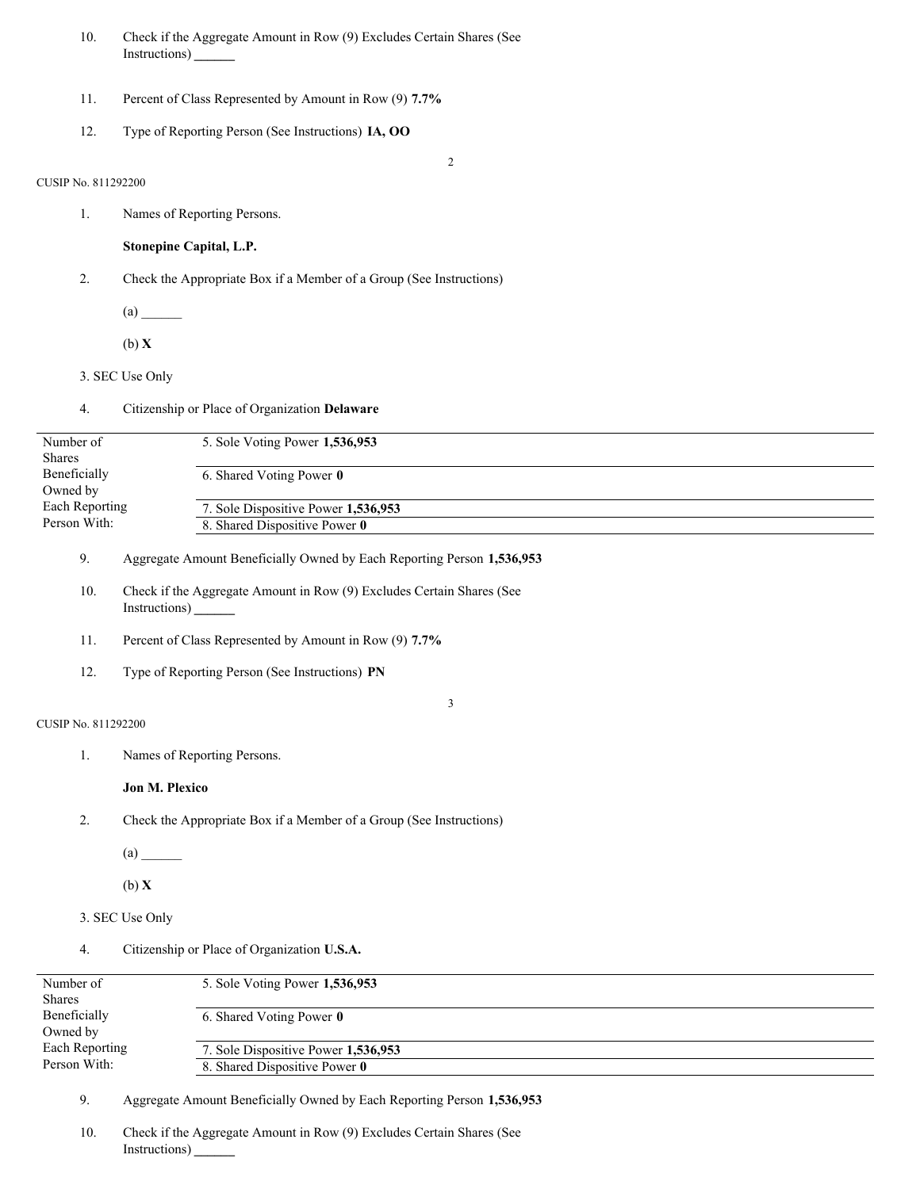10. Check if the Aggregate Amount in Row (9) Excludes Certain Shares (See Instructions) ______

11. Percent of Class Represented by Amount in Row (9) **7.7%**

12. Type of Reporting Person (See Instructions) **IA, OO**

CUSIP No. 811292200

1. Names of Reporting Persons.

   **Stonepine Capital, L.P.**

2. Check the Appropriate Box if a Member of a Group (See Instructions)

   (a) ______

   (b) **X**

3. SEC Use Only

4. Citizenship or Place of Organization **Delaware**

| Number of Shares Beneficially Owned by Each Reporting Person With: | |
|---|---|
| | 5. Sole Voting Power **1,536,953** |
| | 6. Shared Voting Power **0** |
| | 7. Sole Dispositive Power **1,536,953** |
| | 8. Shared Dispositive Power **0** |

9. Aggregate Amount Beneficially Owned by Each Reporting Person **1,536,953**

10. Check if the Aggregate Amount in Row (9) Excludes Certain Shares (See Instructions) ______

11. Percent of Class Represented by Amount in Row (9) **7.7%**

12. Type of Reporting Person (See Instructions) **PN**

CUSIP No. 811292200

1. Names of Reporting Persons.

   **Jon M. Plexico**

2. Check the Appropriate Box if a Member of a Group (See Instructions)

   (a) ______

   (b) **X**

3. SEC Use Only

4. Citizenship or Place of Organization **U.S.A.**

| Number of Shares Beneficially Owned by Each Reporting Person With: | |
|---|---|
| | 5. Sole Voting Power **1,536,953** |
| | 6. Shared Voting Power **0** |
| | 7. Sole Dispositive Power **1,536,953** |
| | 8. Shared Dispositive Power **0** |

9. Aggregate Amount Beneficially Owned by Each Reporting Person **1,536,953**

10. Check if the Aggregate Amount in Row (9) Excludes Certain Shares (See Instructions) ______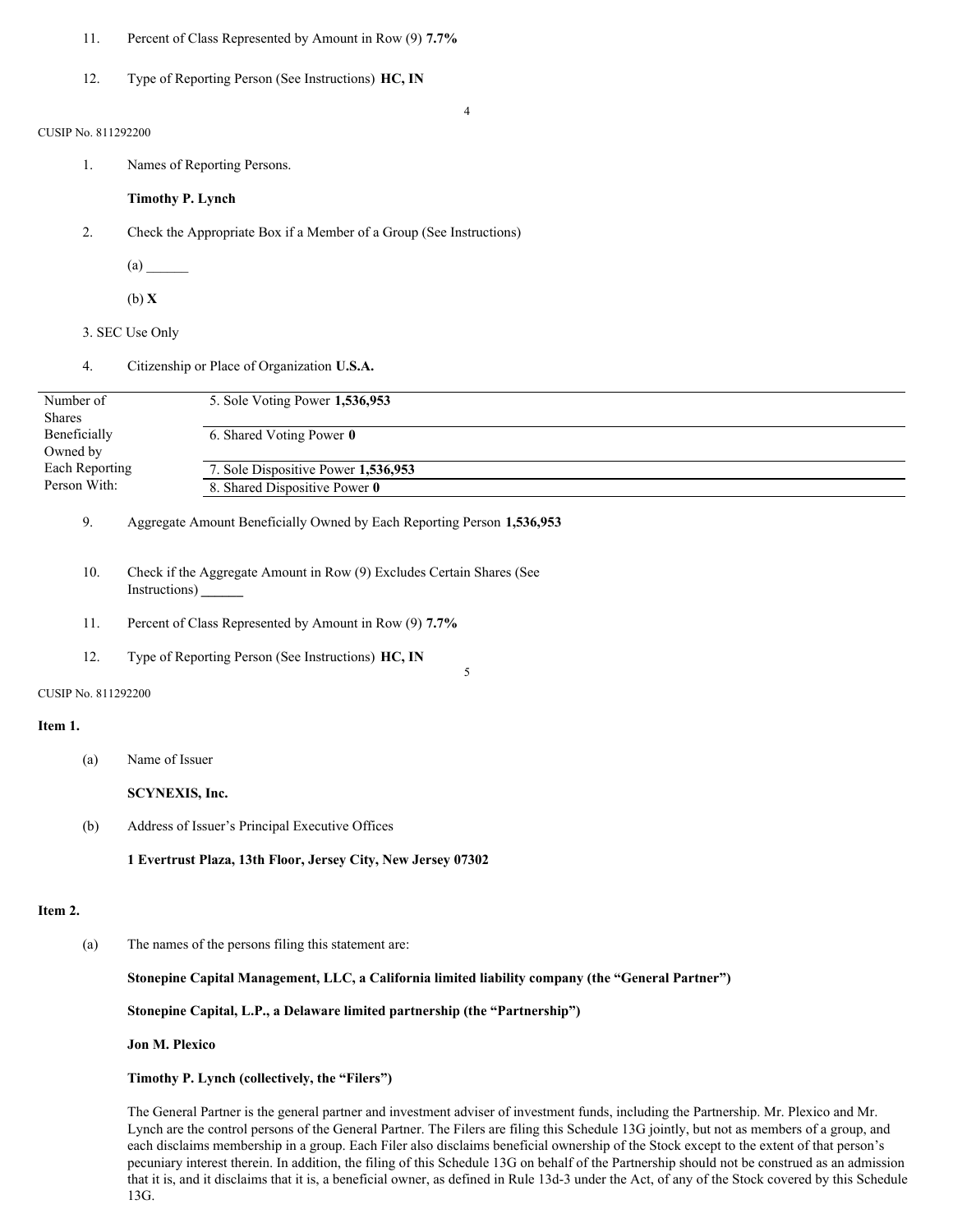11. Percent of Class Represented by Amount in Row (9) **7.7%**

12. Type of Reporting Person (See Instructions) **HC, IN**

CUSIP No. 811292200

1. Names of Reporting Persons.

   **Timothy P. Lynch**

2. Check the Appropriate Box if a Member of a Group (See Instructions)

   (a) ______

   (b) **X**

3. SEC Use Only

4. Citizenship or Place of Organization **U.S.A.**

| Number of Shares Beneficially Owned by Each Reporting Person With: | |
|---|---|
| | 5. Sole Voting Power **1,536,953** |
| | 6. Shared Voting Power **0** |
| | 7. Sole Dispositive Power **1,536,953** |
| | 8. Shared Dispositive Power **0** |

9. Aggregate Amount Beneficially Owned by Each Reporting Person **1,536,953**

10. Check if the Aggregate Amount in Row (9) Excludes Certain Shares (See Instructions) ______

11. Percent of Class Represented by Amount in Row (9) **7.7%**

12. Type of Reporting Person (See Instructions) **HC, IN**

CUSIP No. 811292200

**Item 1.**

(a) Name of Issuer

**SCYNEXIS, Inc.**

(b) Address of Issuer's Principal Executive Offices

**1 Evertrust Plaza, 13th Floor, Jersey City, New Jersey 07302**

**Item 2.**

(a) The names of the persons filing this statement are:

**Stonepine Capital Management, LLC, a California limited liability company (the "General Partner")**

**Stonepine Capital, L.P., a Delaware limited partnership (the "Partnership")**

**Jon M. Plexico**

**Timothy P. Lynch (collectively, the "Filers")**

The General Partner is the general partner and investment adviser of investment funds, including the Partnership. Mr. Plexico and Mr. Lynch are the control persons of the General Partner. The Filers are filing this Schedule 13G jointly, but not as members of a group, and each disclaims membership in a group. Each Filer also disclaims beneficial ownership of the Stock except to the extent of that person's pecuniary interest therein. In addition, the filing of this Schedule 13G on behalf of the Partnership should not be construed as an admission that it is, and it disclaims that it is, a beneficial owner, as defined in Rule 13d-3 under the Act, of any of the Stock covered by this Schedule 13G.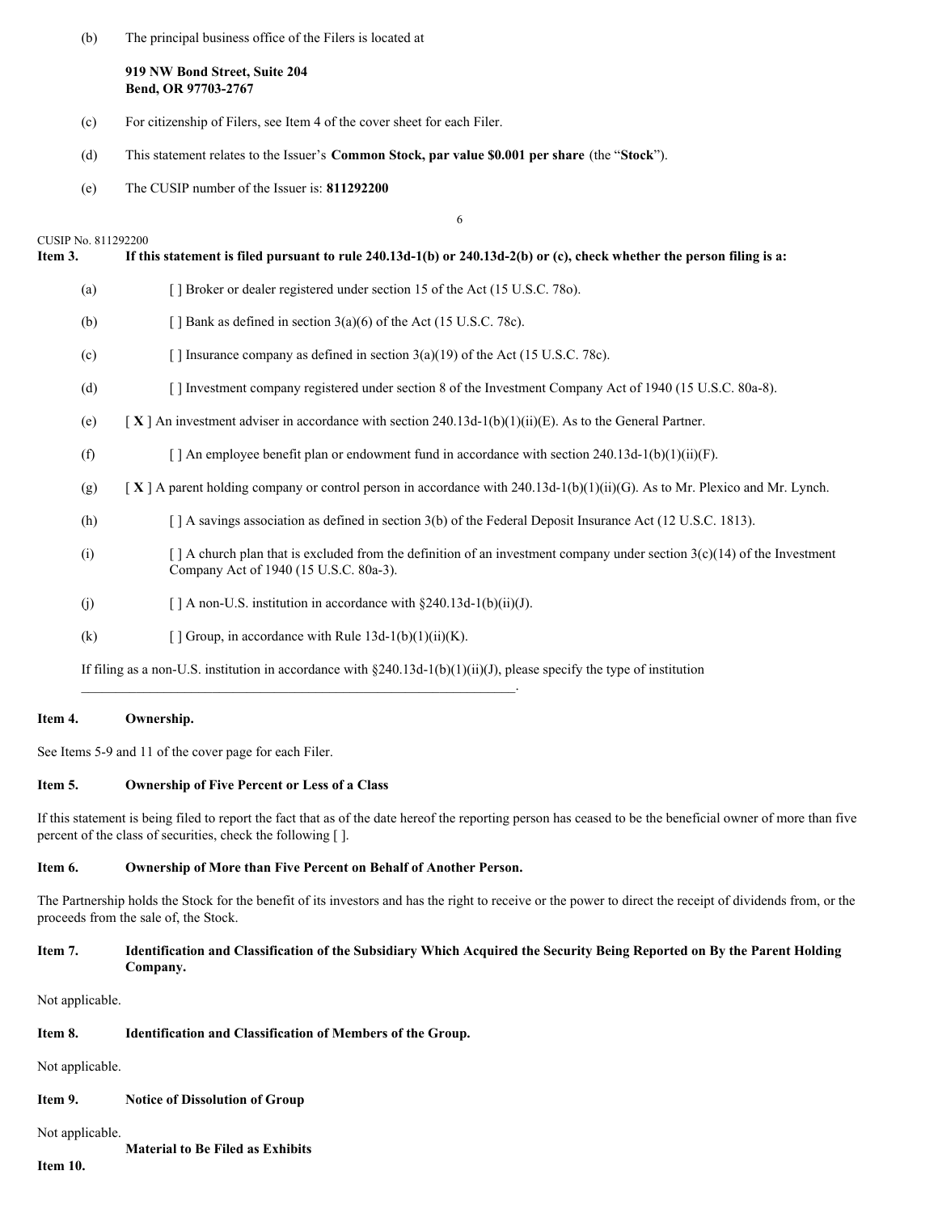(b) The principal business office of the Filers is located at

**919 NW Bond Street, Suite 204**
**Bend, OR 97703-2767**

(c) For citizenship of Filers, see Item 4 of the cover sheet for each Filer.

(d) This statement relates to the Issuer's **Common Stock, par value $0.001 per share** (the "**Stock**").

(e) The CUSIP number of the Issuer is: **811292200**

CUSIP No. 811292200

**Item 3. If this statement is filed pursuant to rule 240.13d-1(b) or 240.13d-2(b) or (c), check whether the person filing is a:**

(a) [ ] Broker or dealer registered under section 15 of the Act (15 U.S.C. 78o).

(b) [ ] Bank as defined in section 3(a)(6) of the Act (15 U.S.C. 78c).

(c) [ ] Insurance company as defined in section 3(a)(19) of the Act (15 U.S.C. 78c).

(d) [ ] Investment company registered under section 8 of the Investment Company Act of 1940 (15 U.S.C. 80a-8).

(e) [ **X** ] An investment adviser in accordance with section 240.13d-1(b)(1)(ii)(E). As to the General Partner.

(f) [ ] An employee benefit plan or endowment fund in accordance with section 240.13d-1(b)(1)(ii)(F).

(g) [ **X** ] A parent holding company or control person in accordance with 240.13d-1(b)(1)(ii)(G). As to Mr. Plexico and Mr. Lynch.

(h) [ ] A savings association as defined in section 3(b) of the Federal Deposit Insurance Act (12 U.S.C. 1813).

(i) [ ] A church plan that is excluded from the definition of an investment company under section 3(c)(14) of the Investment Company Act of 1940 (15 U.S.C. 80a-3).

(j) [ ] A non-U.S. institution in accordance with §240.13d-1(b)(ii)(J).

(k) [ ] Group, in accordance with Rule 13d-1(b)(1)(ii)(K).

If filing as a non-U.S. institution in accordance with §240.13d-1(b)(1)(ii)(J), please specify the type of institution \_\_\_\_\_\_\_\_\_\_\_\_\_\_\_\_\_\_\_\_\_\_\_\_\_\_\_\_\_\_\_\_\_\_\_\_\_\_\_\_\_\_\_\_\_\_\_\_\_\_\_\_\_\_\_\_\_\_\_\_\_\_\_\_.

**Item 4. Ownership.**

See Items 5-9 and 11 of the cover page for each Filer.

**Item 5. Ownership of Five Percent or Less of a Class**

If this statement is being filed to report the fact that as of the date hereof the reporting person has ceased to be the beneficial owner of more than five percent of the class of securities, check the following [ ].

**Item 6. Ownership of More than Five Percent on Behalf of Another Person.**

The Partnership holds the Stock for the benefit of its investors and has the right to receive or the power to direct the receipt of dividends from, or the proceeds from the sale of, the Stock.

**Item 7. Identification and Classification of the Subsidiary Which Acquired the Security Being Reported on By the Parent Holding Company.**

Not applicable.

**Item 8. Identification and Classification of Members of the Group.**

Not applicable.

**Item 9. Notice of Dissolution of Group**

Not applicable.

**Item 10. Material to Be Filed as Exhibits**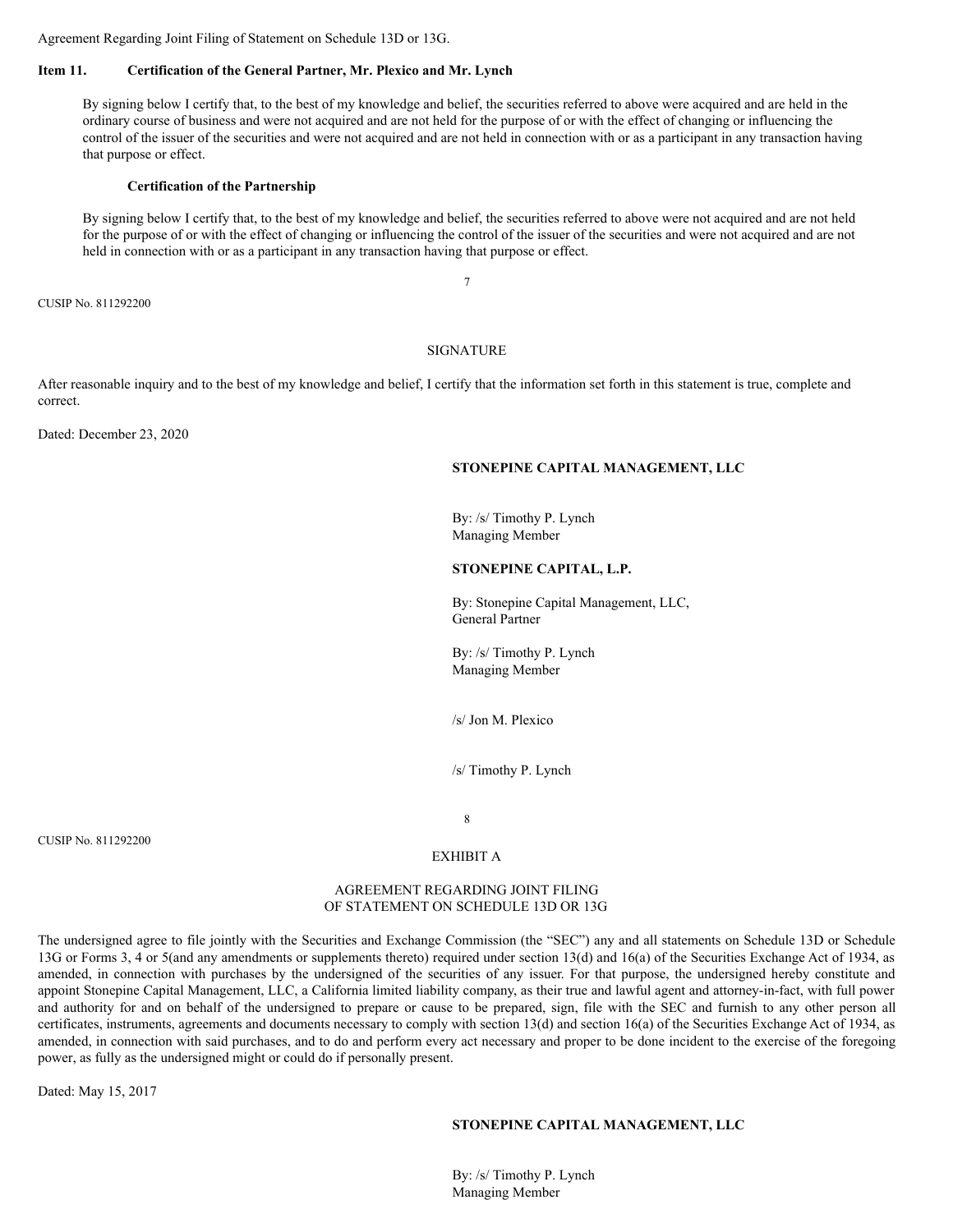Agreement Regarding Joint Filing of Statement on Schedule 13D or 13G.

**Item 11. Certification of the General Partner, Mr. Plexico and Mr. Lynch**

By signing below I certify that, to the best of my knowledge and belief, the securities referred to above were acquired and are held in the ordinary course of business and were not acquired and are not held for the purpose of or with the effect of changing or influencing the control of the issuer of the securities and were not acquired and are not held in connection with or as a participant in any transaction having that purpose or effect.

**Certification of the Partnership**

By signing below I certify that, to the best of my knowledge and belief, the securities referred to above were not acquired and are not held for the purpose of or with the effect of changing or influencing the control of the issuer of the securities and were not acquired and are not held in connection with or as a participant in any transaction having that purpose or effect.

CUSIP No. 811292200

SIGNATURE

After reasonable inquiry and to the best of my knowledge and belief, I certify that the information set forth in this statement is true, complete and correct.

Dated: December 23, 2020

**STONEPINE CAPITAL MANAGEMENT, LLC**

By: /s/ Timothy P. Lynch
Managing Member

**STONEPINE CAPITAL, L.P.**

By: Stonepine Capital Management, LLC,
General Partner

By: /s/ Timothy P. Lynch
Managing Member

/s/ Jon M. Plexico

/s/ Timothy P. Lynch

CUSIP No. 811292200

EXHIBIT A

AGREEMENT REGARDING JOINT FILING
OF STATEMENT ON SCHEDULE 13D OR 13G

The undersigned agree to file jointly with the Securities and Exchange Commission (the "SEC") any and all statements on Schedule 13D or Schedule 13G or Forms 3, 4 or 5(and any amendments or supplements thereto) required under section 13(d) and 16(a) of the Securities Exchange Act of 1934, as amended, in connection with purchases by the undersigned of the securities of any issuer. For that purpose, the undersigned hereby constitute and appoint Stonepine Capital Management, LLC, a California limited liability company, as their true and lawful agent and attorney-in-fact, with full power and authority for and on behalf of the undersigned to prepare or cause to be prepared, sign, file with the SEC and furnish to any other person all certificates, instruments, agreements and documents necessary to comply with section 13(d) and section 16(a) of the Securities Exchange Act of 1934, as amended, in connection with said purchases, and to do and perform every act necessary and proper to be done incident to the exercise of the foregoing power, as fully as the undersigned might or could do if personally present.

Dated: May 15, 2017

**STONEPINE CAPITAL MANAGEMENT, LLC**

By: /s/ Timothy P. Lynch
Managing Member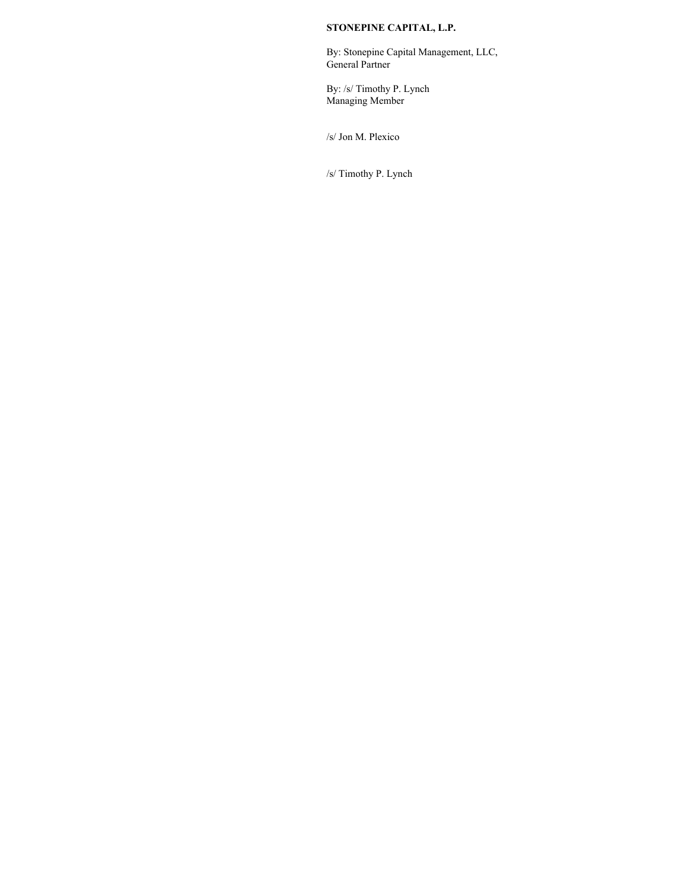**STONEPINE CAPITAL, L.P.**

By: Stonepine Capital Management, LLC,
General Partner

By: /s/ Timothy P. Lynch
Managing Member

/s/ Jon M. Plexico

/s/ Timothy P. Lynch